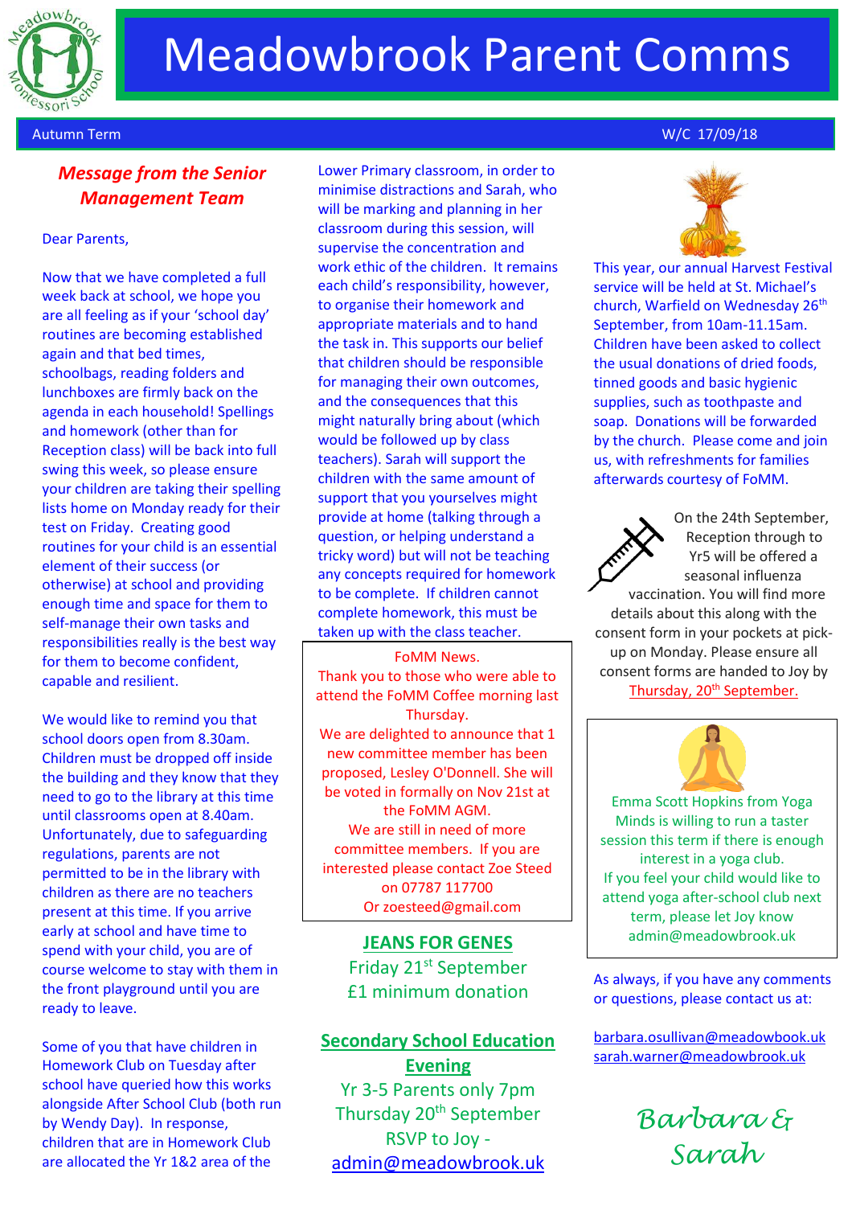# Meadowbrook Parent Comms

Autumn Term W/C 17/09/18

## Message from the Senior Management Team

Dear Parents,

Now that we have completed a full week back at school, we hope you are all feeling as if your 'school day' routines are becoming established again and that bed times, schoolbags, reading folders and lunchboxes are firmly back on the agenda in each household! Spellings and homework (other than for Reception class) will be back into full swing this week, so please ensure your children are taking their spelling lists home on Monday ready for their test on Friday. Creating good routines for your child is an essential element of their success (or otherwise) at school and providing enough time and space for them to self-manage their own tasks and responsibilities really is the best way for them to become confident, capable and resilient.

We would like to remind you that school doors open from 8.30am. Children must be dropped off inside the building and they know that they need to go to the library at this time until classrooms open at 8.40am. Unfortunately, due to safeguarding regulations, parents are not permitted to be in the library with children as there are no teachers present at this time. If you arrive early at school and have time to spend with your child, you are of course welcome to stay with them in the front playground until you are ready to leave.

Some of you that have children in Homework Club on Tuesday after school have queried how this works alongside After School Club (both run by Wendy Day). In response, children that are in Homework Club are allocated the Yr 1&2 area of the Lower Primary classroom, in order to minimise distractions and Sarah, who will be marking and planning in her classroom during this session, will supervise the concentration and work ethic of the children. It remains each child's responsibility, however, to organise their homework and appropriate materials and to hand the task in. This supports our belief that children should be responsible for managing their own outcomes, and the consequences that this might naturally bring about (which would be followed up by class teachers). Sarah will support the children with the same amount of support that you yourselves might provide at home (talking through a question, or helping understand a tricky word) but will not be teaching any concepts required for homework to be complete. If children cannot complete homework, this must be taken up with the class teacher.

FoMM News.

Thank you to those who were able to attend the FoMM Coffee morning last Thursday.

We are delighted to announce that 1 new committee member has been proposed, Lesley O'Donnell. She will be voted in formally on Nov 21st at the FoMM AGM.

We are still in need of more committee members. If you are interested please contact Zoe Steed on 07787 117700 Or zoesteed@gmail.com

**JEANS FOR GENES**

Friday 21st September

£1 minimum donation

**Secondary School Education Evening**

Yr 3-5 Parents only 7pm

Thursday 20th September

RSVP to Joy - admin@meadowbrook.uk

This year, our annual Harvest Festival service will be held at St. Michael's church, Warfield on Wednesday 26th September, from 10am-11.15am. Children have been asked to collect the usual donations of dried foods, tinned goods and basic hygienic supplies, such as toothpaste and soap. Donations will be forwarded by the church. Please come and join us, with refreshments for families afterwards courtesy of FoMM.

On the 24th September, Reception through to Yr5 will be offered a seasonal influenza vaccination. You will find more details about this along with the consent form in your pockets at pick-up on Monday. Please ensure all consent forms are handed to Joy by Thursday, 20th September.

Emma Scott Hopkins from Yoga Minds is willing to run a taster session this term if there is enough interest in a yoga club.

If you feel your child would like to attend yoga after-school club next term, please let Joy know admin@meadowbrook.uk

As always, if you have any comments or questions, please contact us at:

barbara.osullivan@meadowbook.uk
sarah.warner@meadowbrook.uk

*Barbara & Sarah*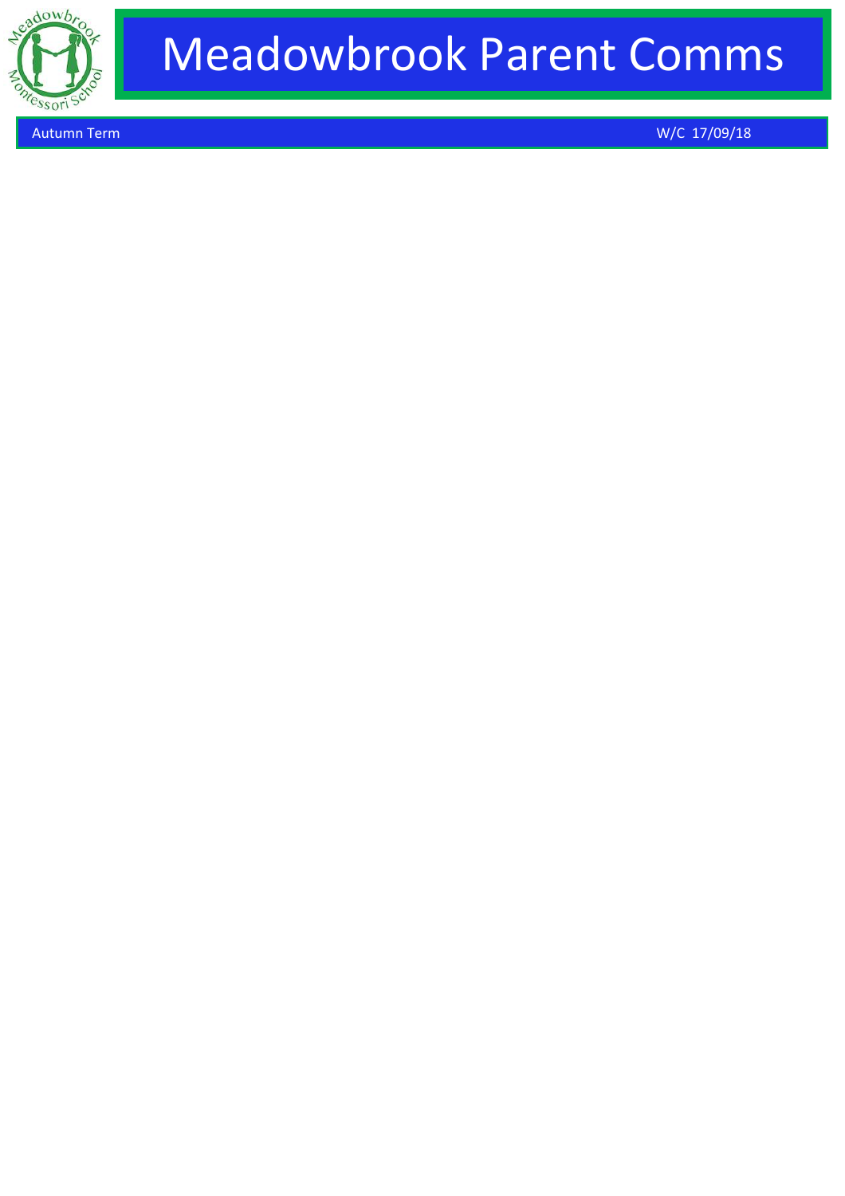# Meadowbrook Parent Comms

Autumn Term W/C 17/09/18